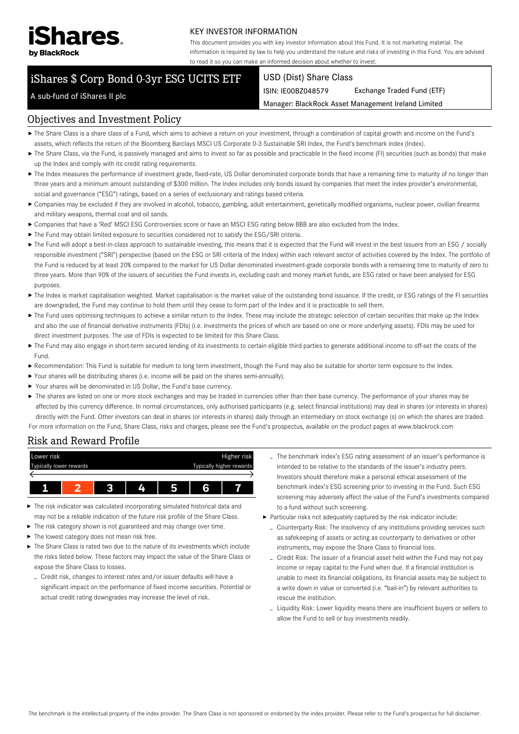iShares by BlackRock

KEY INVESTOR INFORMATION

This document provides you with key investor information about this Fund. It is not marketing material. The information is required by law to help you understand the nature and risks of investing in this Fund. You are advised to read it so you can make an informed decision about whether to invest.

# iShares $ Corp Bond 0-3yr ESG UCITS ETF

A sub-fund of iShares II plc

USD (Dist) Share Class

ISIN: IE00BZ048579 | Exchange Traded Fund (ETF)

Manager: BlackRock Asset Management Ireland Limited

## Objectives and Investment Policy

- The Share Class is a share class of a Fund, which aims to achieve a return on your investment, through a combination of capital growth and income on the Fund's assets, which reflects the return of the Bloomberg Barclays MSCI US Corporate 0-3 Sustainable SRI Index, the Fund's benchmark index (Index).
- The Share Class, via the Fund, is passively managed and aims to invest so far as possible and practicable in the fixed income (FI) securities (such as bonds) that make up the Index and comply with its credit rating requirements.
- The Index measures the performance of investment grade, fixed-rate, US Dollar denominated corporate bonds that have a remaining time to maturity of no longer than three years and a minimum amount outstanding of $300 million. The Index includes only bonds issued by companies that meet the index provider's environmental, social and governance ("ESG") ratings, based on a series of exclusionary and ratings based criteria.
- Companies may be excluded if they are involved in alcohol, tobacco, gambling, adult entertainment, genetically modified organisms, nuclear power, civilian firearms and military weapons, thermal coal and oil sands.
- Companies that have a 'Red' MSCI ESG Controversies score or have an MSCI ESG rating below BBB are also excluded from the Index.
- The Fund may obtain limited exposure to securities considered not to satisfy the ESG/SRI criteria.
- The Fund will adopt a best-in-class approach to sustainable investing, this means that it is expected that the Fund will invest in the best issuers from an ESG / socially responsible investment ("SRI") perspective (based on the ESG or SRI criteria of the Index) within each relevant sector of activities covered by the Index. The portfolio of the Fund is reduced by at least 20% compared to the market for US Dollar denominated investment-grade corporate bonds with a remaining time to maturity of zero to three years. More than 90% of the issuers of securities the Fund invests in, excluding cash and money market funds, are ESG rated or have been analysed for ESG purposes.
- The Index is market capitalisation weighted. Market capitalisation is the market value of the outstanding bond issuance. If the credit, or ESG ratings of the FI securities are downgraded, the Fund may continue to hold them until they cease to form part of the Index and it is practicable to sell them.
- The Fund uses optimising techniques to achieve a similar return to the Index. These may include the strategic selection of certain securities that make up the Index and also the use of financial derivative instruments (FDIs) (i.e. investments the prices of which are based on one or more underlying assets). FDIs may be used for direct investment purposes. The use of FDIs is expected to be limited for this Share Class.
- The Fund may also engage in short-term secured lending of its investments to certain eligible third parties to generate additional income to off-set the costs of the Fund.
- Recommendation: This Fund is suitable for medium to long term investment, though the Fund may also be suitable for shorter term exposure to the Index.
- Your shares will be distributing shares (i.e. income will be paid on the shares semi-annually).
- Your shares will be denominated in US Dollar, the Fund's base currency.
- The shares are listed on one or more stock exchanges and may be traded in currencies other than their base currency. The performance of your shares may be affected by this currency difference. In normal circumstances, only authorised participants (e.g. select financial institutions) may deal in shares (or interests in shares) directly with the Fund. Other investors can deal in shares (or interests in shares) daily through an intermediary on stock exchange (s) on which the shares are traded.

For more information on the Fund, Share Class, risks and charges, please see the Fund's prospectus, available on the product pages at www.blackrock.com

## Risk and Reward Profile

| Lower risk / Typically lower rewards | | | | | | Higher risk / Typically higher rewards |
|---|---|---|---|---|---|---|
| 1 | **2** | 3 | 4 | 5 | 6 | 7 |

- The risk indicator was calculated incorporating simulated historical data and may not be a reliable indication of the future risk profile of the Share Class.
- The risk category shown is not guaranteed and may change over time.
- The lowest category does not mean risk free.
- The Share Class is rated two due to the nature of its investments which include the risks listed below. These factors may impact the value of the Share Class or expose the Share Class to losses.
  - Credit risk, changes to interest rates and/or issuer defaults will have a significant impact on the performance of fixed income securities. Potential or actual credit rating downgrades may increase the level of risk.
  - The benchmark index's ESG rating assessment of an issuer's performance is intended to be relative to the standards of the issuer's industry peers. Investors should therefore make a personal ethical assessment of the benchmark index's ESG screening prior to investing in the Fund. Such ESG screening may adversely affect the value of the Fund's investments compared to a fund without such screening.
- Particular risks not adequately captured by the risk indicator include:
  - Counterparty Risk: The insolvency of any institutions providing services such as safekeeping of assets or acting as counterparty to derivatives or other instruments, may expose the Share Class to financial loss.
  - Credit Risk: The issuer of a financial asset held within the Fund may not pay income or repay capital to the Fund when due. If a financial institution is unable to meet its financial obligations, its financial assets may be subject to a write down in value or converted (i.e. "bail-in") by relevant authorities to rescue the institution.
  - Liquidity Risk: Lower liquidity means there are insufficient buyers or sellers to allow the Fund to sell or buy investments readily.

The benchmark is the intellectual property of the index provider. The Share Class is not sponsored or endorsed by the index provider. Please refer to the Fund's prospectus for full disclaimer.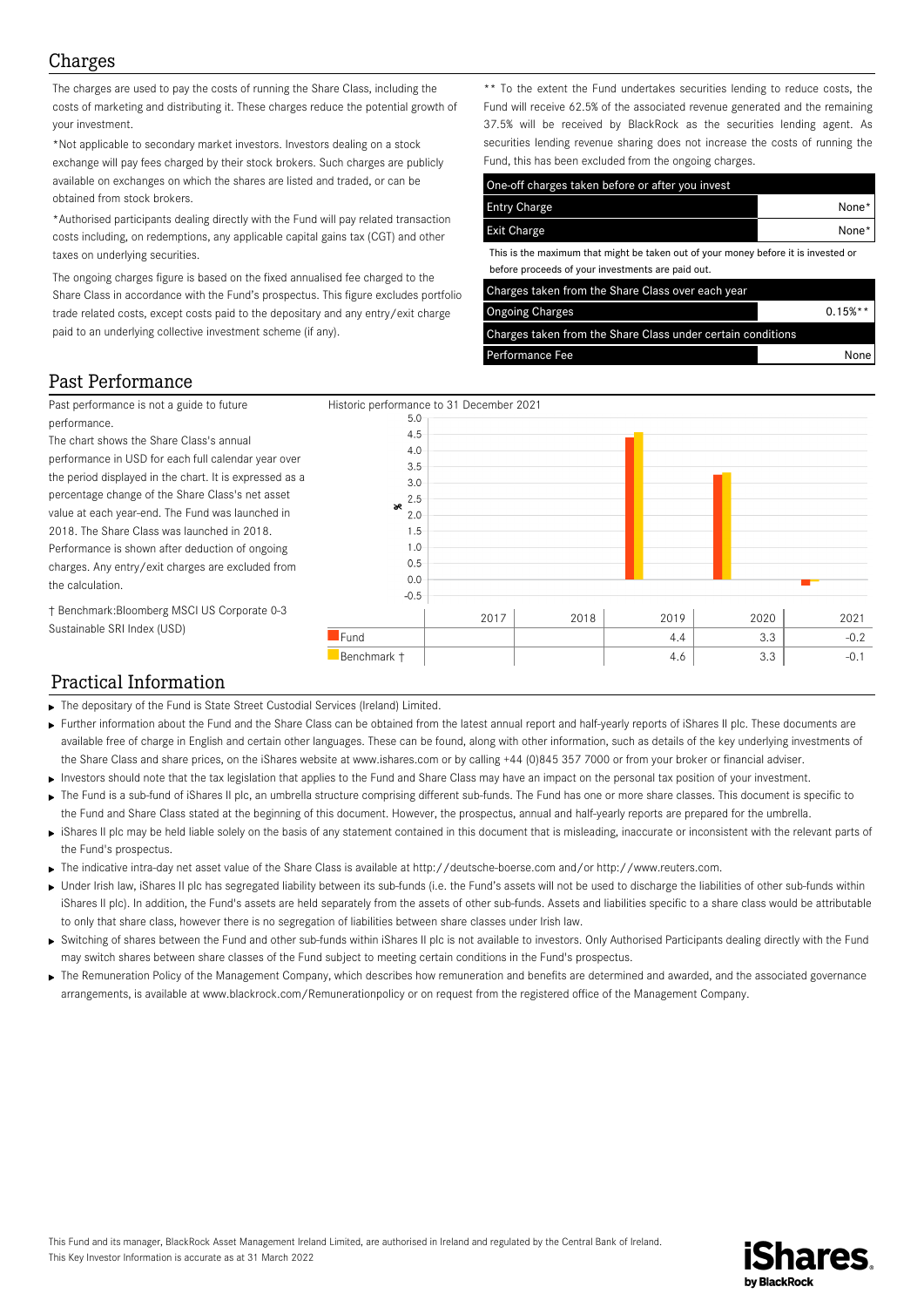## Charges

The charges are used to pay the costs of running the Share Class, including the costs of marketing and distributing it. These charges reduce the potential growth of your investment.

*Not applicable to secondary market investors. Investors dealing on a stock exchange will pay fees charged by their stock brokers. Such charges are publicly available on exchanges on which the shares are listed and traded, or can be obtained from stock brokers.

*Authorised participants dealing directly with the Fund will pay related transaction costs including, on redemptions, any applicable capital gains tax (CGT) and other taxes on underlying securities.

The ongoing charges figure is based on the fixed annualised fee charged to the Share Class in accordance with the Fund's prospectus. This figure excludes portfolio trade related costs, except costs paid to the depositary and any entry/exit charge paid to an underlying collective investment scheme (if any).

** To the extent the Fund undertakes securities lending to reduce costs, the Fund will receive 62.5% of the associated revenue generated and the remaining 37.5% will be received by BlackRock as the securities lending agent. As securities lending revenue sharing does not increase the costs of running the Fund, this has been excluded from the ongoing charges.

| One-off charges taken before or after you invest | |
|---|---|
| Entry Charge | None* |
| Exit Charge | None* |

This is the maximum that might be taken out of your money before it is invested or before proceeds of your investments are paid out.

| Charges taken from the Share Class over each year | |
|---|---|
| Ongoing Charges | 0.15%** |
| **Charges taken from the Share Class under certain conditions** | |
| Performance Fee | None |

## Past Performance

Past performance is not a guide to future performance.

The chart shows the Share Class's annual performance in USD for each full calendar year over the period displayed in the chart. It is expressed as a percentage change of the Share Class's net asset value at each year-end. The Fund was launched in 2018. The Share Class was launched in 2018.

Performance is shown after deduction of ongoing charges. Any entry/exit charges are excluded from the calculation.

† Benchmark:Bloomberg MSCI US Corporate 0-3 Sustainable SRI Index (USD)

Historic performance to 31 December 2021

%

5.0
4.5
4.0
3.5
3.0
2.5
2.0
1.5
1.0
0.5
0.0
-0.5

2017 2018 2019 2020 2021

Fund: 4.4 3.3 -0.2

Benchmark †: 4.6 3.3 -0.1

## Practical Information

- The depositary of the Fund is State Street Custodial Services (Ireland) Limited.
- Further information about the Fund and the Share Class can be obtained from the latest annual report and half-yearly reports of iShares II plc. These documents are available free of charge in English and certain other languages. These can be found, along with other information, such as details of the key underlying investments of the Share Class and share prices, on the iShares website at www.ishares.com or by calling +44 (0)845 357 7000 or from your broker or financial adviser.
- Investors should note that the tax legislation that applies to the Fund and Share Class may have an impact on the personal tax position of your investment.
- The Fund is a sub-fund of iShares II plc, an umbrella structure comprising different sub-funds. The Fund has one or more share classes. This document is specific to the Fund and Share Class stated at the beginning of this document. However, the prospectus, annual and half-yearly reports are prepared for the umbrella.
- iShares II plc may be held liable solely on the basis of any statement contained in this document that is misleading, inaccurate or inconsistent with the relevant parts of the Fund's prospectus.
- The indicative intra-day net asset value of the Share Class is available at http://deutsche-boerse.com and/or http://www.reuters.com.
- Under Irish law, iShares II plc has segregated liability between its sub-funds (i.e. the Fund's assets will not be used to discharge the liabilities of other sub-funds within iShares II plc). In addition, the Fund's assets are held separately from the assets of other sub-funds. Assets and liabilities specific to a share class would be attributable to only that share class, however there is no segregation of liabilities between share classes under Irish law.
- Switching of shares between the Fund and other sub-funds within iShares II plc is not available to investors. Only Authorised Participants dealing directly with the Fund may switch shares between share classes of the Fund subject to meeting certain conditions in the Fund's prospectus.
- The Remuneration Policy of the Management Company, which describes how remuneration and benefits are determined and awarded, and the associated governance arrangements, is available at www.blackrock.com/Remunerationpolicy or on request from the registered office of the Management Company.

This Fund and its manager, BlackRock Asset Management Ireland Limited, are authorised in Ireland and regulated by the Central Bank of Ireland.
This Key Investor Information is accurate as at 31 March 2022

iShares by BlackRock